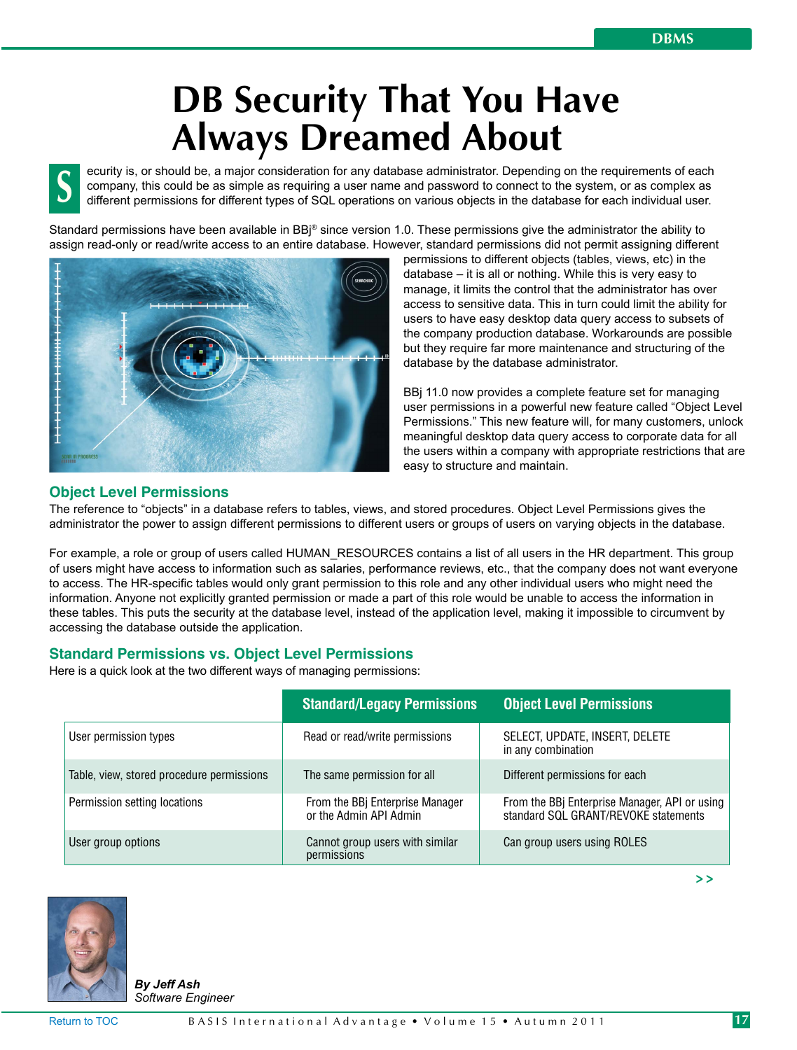# DB Security That You Have Always Dreamed About

Security is, or should be, a major consideration for any database administrator. Depending on the requirements of each company, this could be as simple as requiring a user name and password to connect to the system, or as complex as different permissions for different types of SQL operations on various objects in the database for each individual user.

Standard permissions have been available in BBj® since version 1.0. These permissions give the administrator the ability to assign read-only or read/write access to an entire database. However, standard permissions did not permit assigning different permissions to different objects (tables, views, etc) in the database – it is all or nothing. While this is very easy to manage, it limits the control that the administrator has over access to sensitive data. This in turn could limit the ability for users to have easy desktop data query access to subsets of the company production database. Workarounds are possible but they require far more maintenance and structuring of the database by the database administrator.

BBj 11.0 now provides a complete feature set for managing user permissions in a powerful new feature called "Object Level Permissions." This new feature will, for many customers, unlock meaningful desktop data query access to corporate data for all the users within a company with appropriate restrictions that are easy to structure and maintain.

## Object Level Permissions

The reference to "objects" in a database refers to tables, views, and stored procedures. Object Level Permissions gives the administrator the power to assign different permissions to different users or groups of users on varying objects in the database.

For example, a role or group of users called HUMAN_RESOURCES contains a list of all users in the HR department. This group of users might have access to information such as salaries, performance reviews, etc., that the company does not want everyone to access. The HR-specific tables would only grant permission to this role and any other individual users who might need the information. Anyone not explicitly granted permission or made a part of this role would be unable to access the information in these tables. This puts the security at the database level, instead of the application level, making it impossible to circumvent by accessing the database outside the application.

## Standard Permissions vs. Object Level Permissions

Here is a quick look at the two different ways of managing permissions:

| | Standard/Legacy Permissions | Object Level Permissions |
|---|---|---|
| User permission types | Read or read/write permissions | SELECT, UPDATE, INSERT, DELETE in any combination |
| Table, view, stored procedure permissions | The same permission for all | Different permissions for each |
| Permission setting locations | From the BBj Enterprise Manager or the Admin API Admin | From the BBj Enterprise Manager, API or using standard SQL GRANT/REVOKE statements |
| User group options | Cannot group users with similar permissions | Can group users using ROLES |

>>

***By Jeff Ash***
*Software Engineer*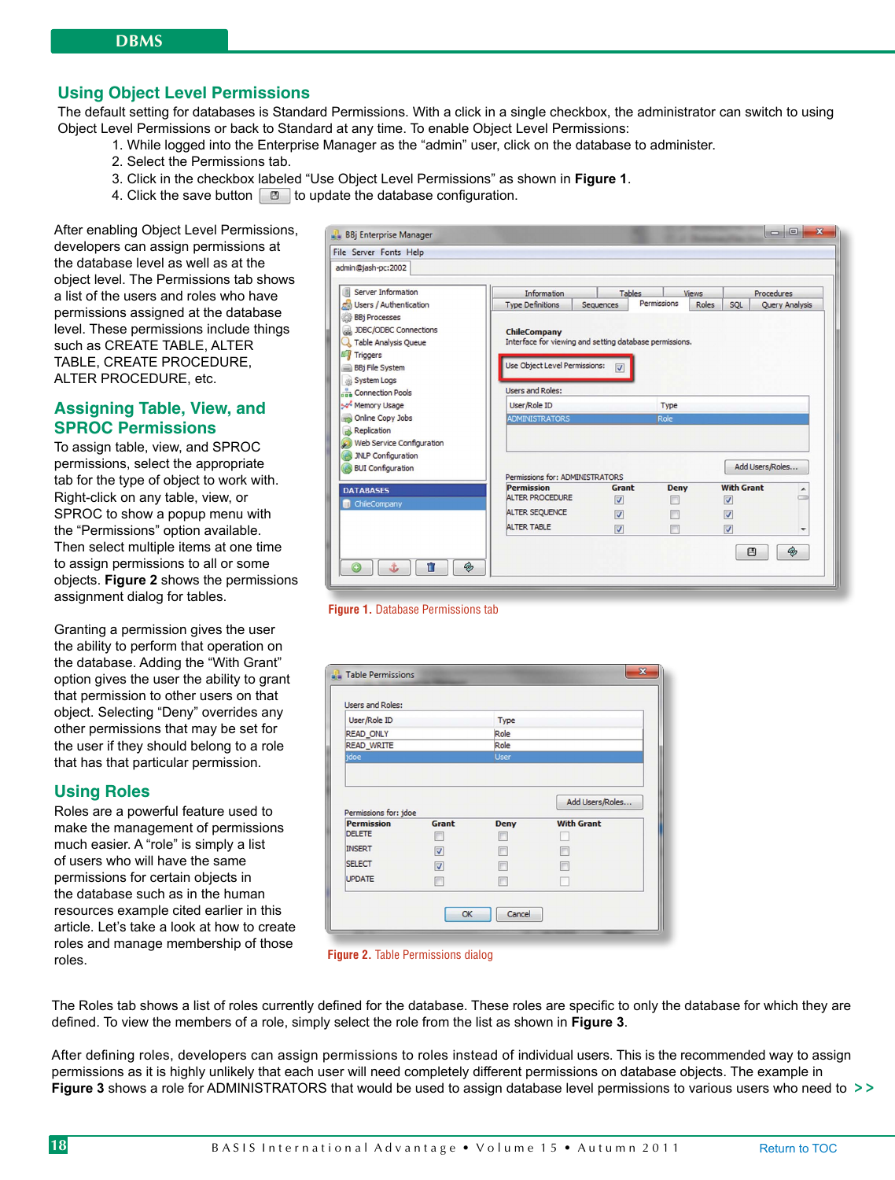## Using Object Level Permissions

The default setting for databases is Standard Permissions. With a click in a single checkbox, the administrator can switch to using Object Level Permissions or back to Standard at any time. To enable Object Level Permissions:

1. While logged into the Enterprise Manager as the “admin” user, click on the database to administer.
2. Select the Permissions tab.
3. Click in the checkbox labeled “Use Object Level Permissions” as shown in **Figure 1**.
4. Click the save button to update the database configuration.

After enabling Object Level Permissions, developers can assign permissions at the database level as well as at the object level. The Permissions tab shows a list of the users and roles who have permissions assigned at the database level. These permissions include things such as CREATE TABLE, ALTER TABLE, CREATE PROCEDURE, ALTER PROCEDURE, etc.

Figure 1. Database Permissions tab

## Assigning Table, View, and SPROC Permissions

To assign table, view, and SPROC permissions, select the appropriate tab for the type of object to work with. Right-click on any table, view, or SPROC to show a popup menu with the “Permissions” option available. Then select multiple items at one time to assign permissions to all or some objects. **Figure 2** shows the permissions assignment dialog for tables.

Granting a permission gives the user the ability to perform that operation on the database. Adding the “With Grant” option gives the user the ability to grant that permission to other users on that object. Selecting “Deny” overrides any other permissions that may be set for the user if they should belong to a role that has that particular permission.

Figure 2. Table Permissions dialog

## Using Roles

Roles are a powerful feature used to make the management of permissions much easier. A “role” is simply a list of users who will have the same permissions for certain objects in the database such as in the human resources example cited earlier in this article. Let’s take a look at how to create roles and manage membership of those roles.

The Roles tab shows a list of roles currently defined for the database. These roles are specific to only the database for which they are defined. To view the members of a role, simply select the role from the list as shown in **Figure 3**.

After defining roles, developers can assign permissions to roles instead of individual users. This is the recommended way to assign permissions as it is highly unlikely that each user will need completely different permissions on database objects. The example in **Figure 3** shows a role for ADMINISTRATORS that would be used to assign database level permissions to various users who need to >>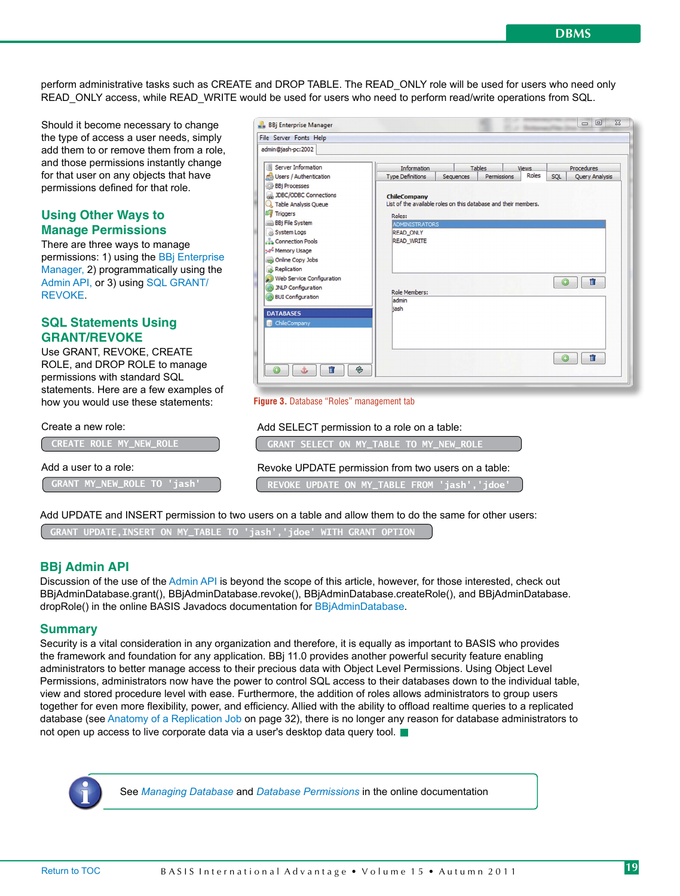perform administrative tasks such as CREATE and DROP TABLE. The READ_ONLY role will be used for users who need only READ_ONLY access, while READ_WRITE would be used for users who need to perform read/write operations from SQL.

Should it become necessary to change the type of access a user needs, simply add them to or remove them from a role, and those permissions instantly change for that user on any objects that have permissions defined for that role.

## Using Other Ways to Manage Permissions

There are three ways to manage permissions: 1) using the BBj Enterprise Manager, 2) programmatically using the Admin API, or 3) using SQL GRANT/REVOKE.

## SQL Statements Using GRANT/REVOKE

Use GRANT, REVOKE, CREATE ROLE, and DROP ROLE to manage permissions with standard SQL statements. Here are a few examples of how you would use these statements:

Figure 3. Database "Roles" management tab

Create a new role:

```
CREATE ROLE MY_NEW_ROLE
```

Add a user to a role:

```
GRANT MY_NEW_ROLE TO 'jash'
```

Add SELECT permission to a role on a table:

```
GRANT SELECT ON MY_TABLE TO MY_NEW_ROLE
```

Revoke UPDATE permission from two users on a table:

```
REVOKE UPDATE ON MY_TABLE FROM 'jash','jdoe'
```

Add UPDATE and INSERT permission to two users on a table and allow them to do the same for other users:

```
GRANT UPDATE,INSERT ON MY_TABLE TO 'jash','jdoe' WITH GRANT OPTION
```

## BBj Admin API

Discussion of the use of the Admin API is beyond the scope of this article, however, for those interested, check out BBjAdminDatabase.grant(), BBjAdminDatabase.revoke(), BBjAdminDatabase.createRole(), and BBjAdminDatabase.dropRole() in the online BASIS Javadocs documentation for BBjAdminDatabase.

## Summary

Security is a vital consideration in any organization and therefore, it is equally as important to BASIS who provides the framework and foundation for any application. BBj 11.0 provides another powerful security feature enabling administrators to better manage access to their precious data with Object Level Permissions. Using Object Level Permissions, administrators now have the power to control SQL access to their databases down to the individual table, view and stored procedure level with ease. Furthermore, the addition of roles allows administrators to group users together for even more flexibility, power, and efficiency. Allied with the ability to offload realtime queries to a replicated database (see Anatomy of a Replication Job on page 32), there is no longer any reason for database administrators to not open up access to live corporate data via a user's desktop data query tool.

See *Managing Database* and *Database Permissions* in the online documentation